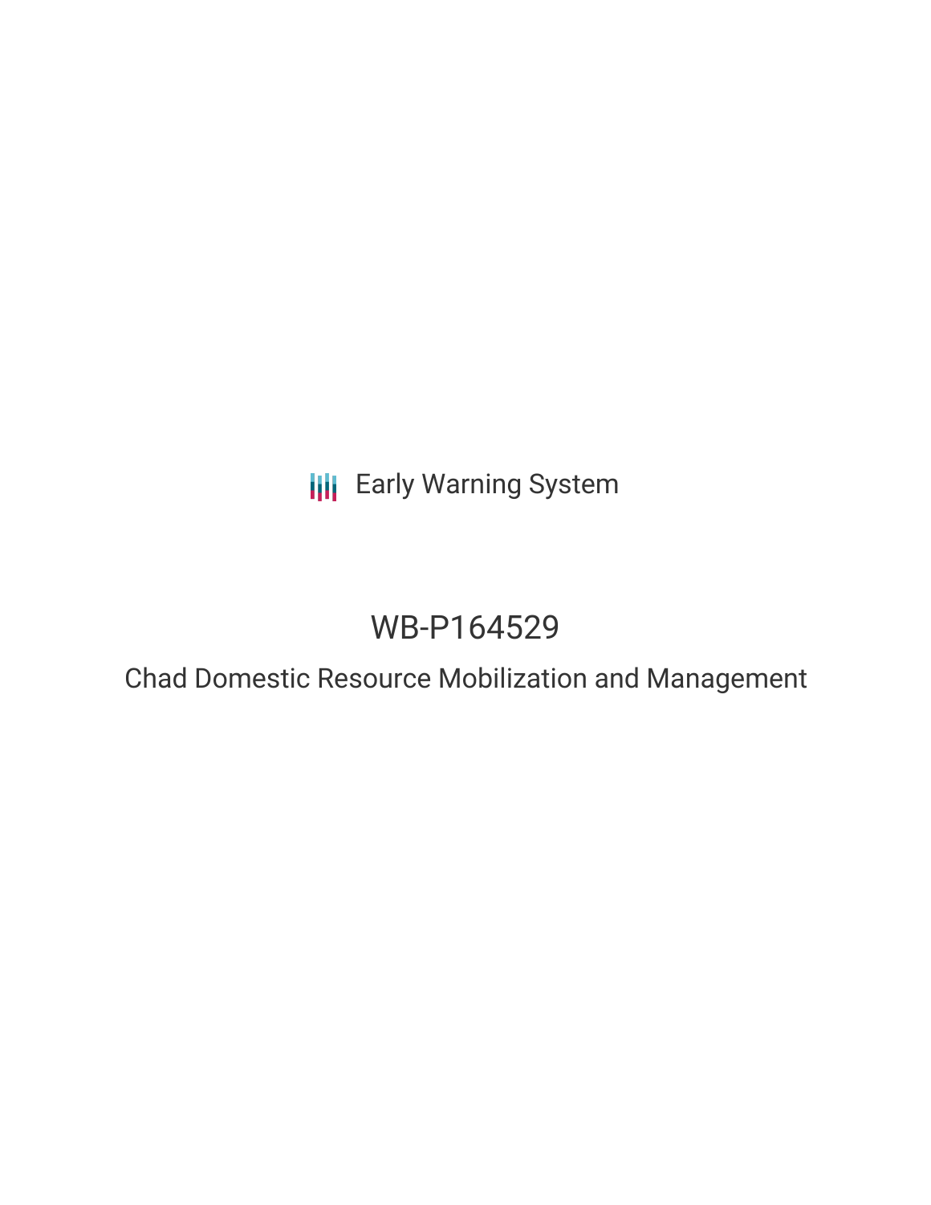Early Warning System

# WB-P164529

## Chad Domestic Resource Mobilization and Management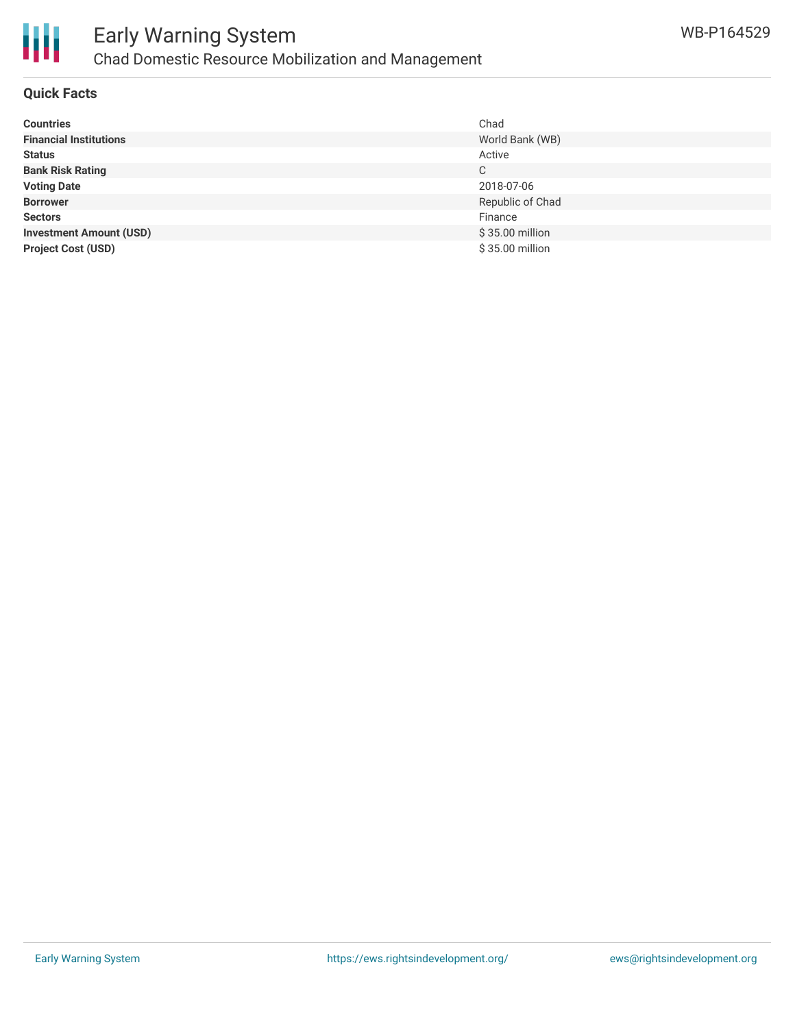# Early Warning System

## Chad Domestic Resource Mobilization and Management

WB-P164529

### Quick Facts

| | |
|---|---|
| **Countries** | Chad |
| **Financial Institutions** | World Bank (WB) |
| **Status** | Active |
| **Bank Risk Rating** | C |
| **Voting Date** | 2018-07-06 |
| **Borrower** | Republic of Chad |
| **Sectors** | Finance |
| **Investment Amount (USD)** | $ 35.00 million |
| **Project Cost (USD)** | $ 35.00 million |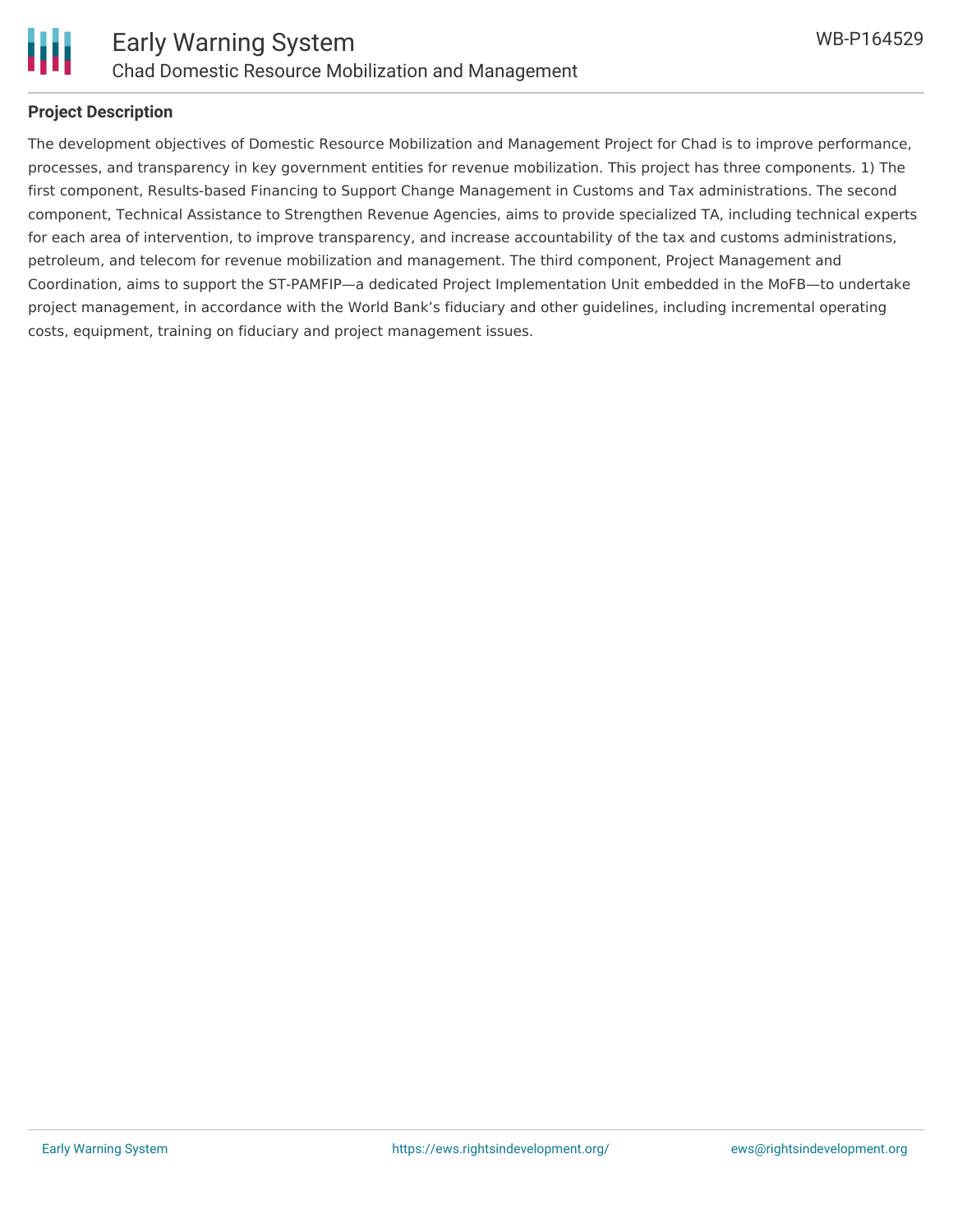## Project Description

The development objectives of Domestic Resource Mobilization and Management Project for Chad is to improve performance, processes, and transparency in key government entities for revenue mobilization. This project has three components. 1) The first component, Results-based Financing to Support Change Management in Customs and Tax administrations. The second component, Technical Assistance to Strengthen Revenue Agencies, aims to provide specialized TA, including technical experts for each area of intervention, to improve transparency, and increase accountability of the tax and customs administrations, petroleum, and telecom for revenue mobilization and management. The third component, Project Management and Coordination, aims to support the ST-PAMFIP—a dedicated Project Implementation Unit embedded in the MoFB—to undertake project management, in accordance with the World Bank's fiduciary and other guidelines, including incremental operating costs, equipment, training on fiduciary and project management issues.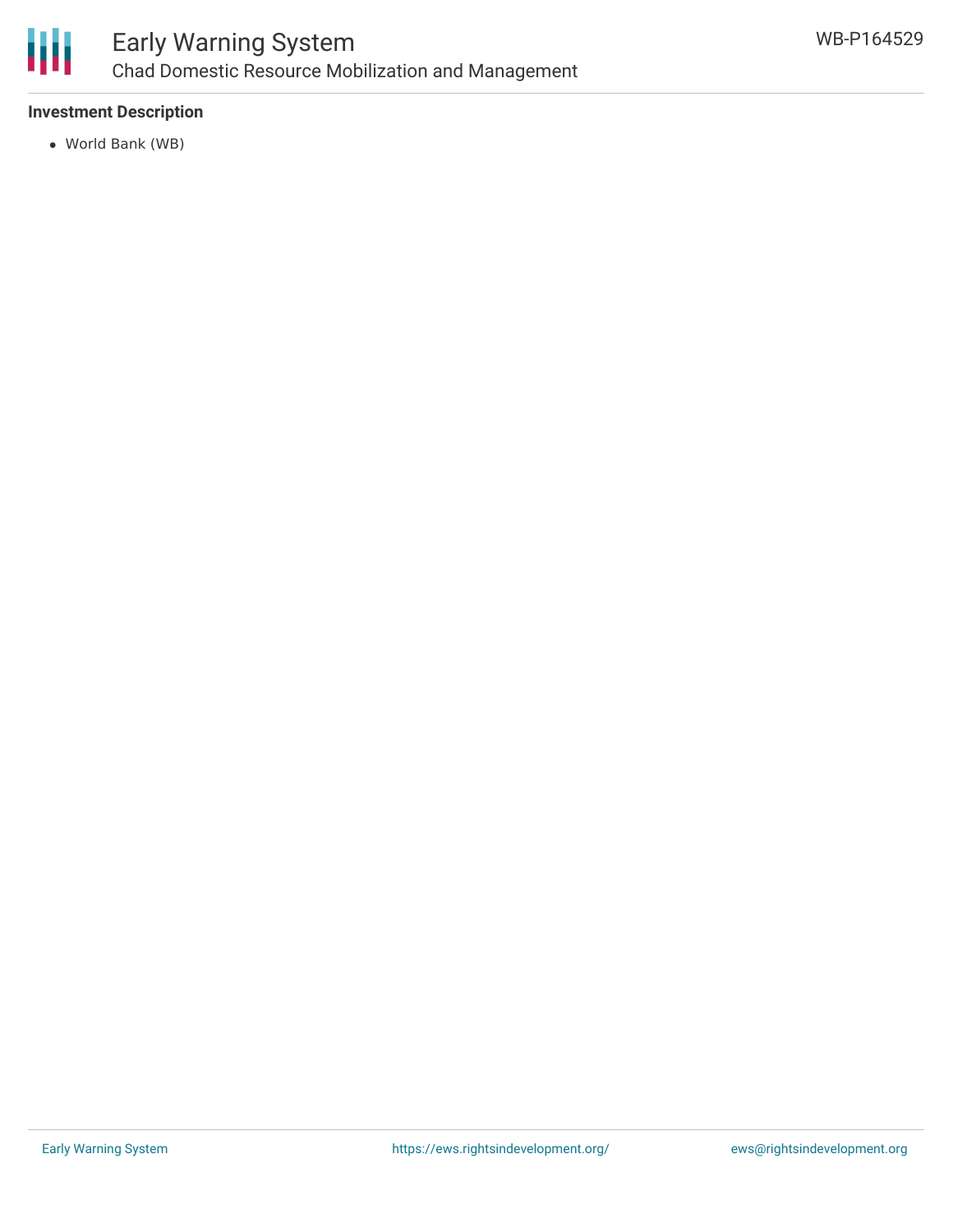## Investment Description

- World Bank (WB)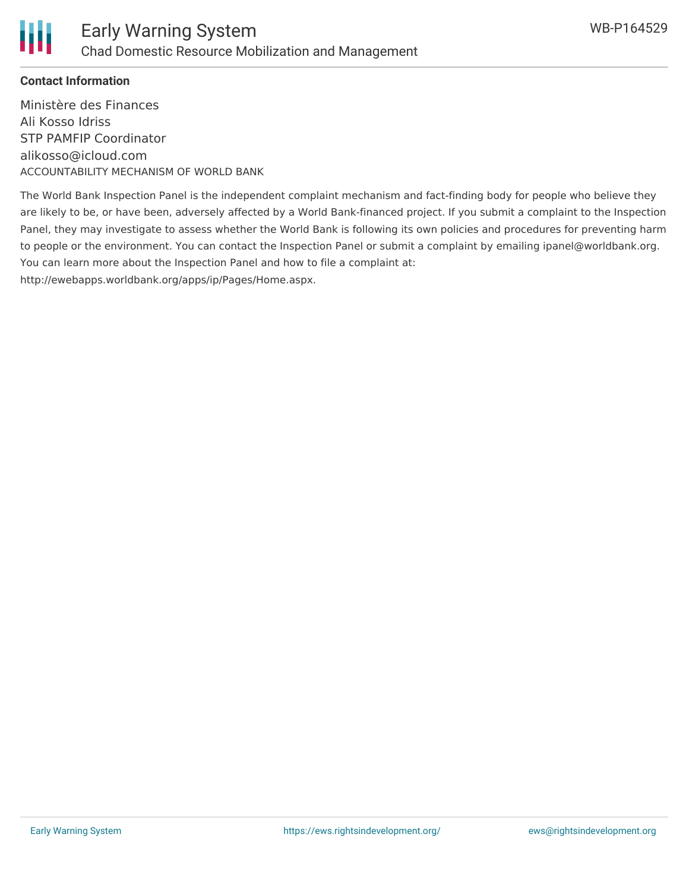**Contact Information**

Ministère des Finances
Ali Kosso Idriss
STP PAMFIP Coordinator
alikosso@icloud.com

ACCOUNTABILITY MECHANISM OF WORLD BANK

The World Bank Inspection Panel is the independent complaint mechanism and fact-finding body for people who believe they are likely to be, or have been, adversely affected by a World Bank-financed project. If you submit a complaint to the Inspection Panel, they may investigate to assess whether the World Bank is following its own policies and procedures for preventing harm to people or the environment. You can contact the Inspection Panel or submit a complaint by emailing ipanel@worldbank.org. You can learn more about the Inspection Panel and how to file a complaint at: http://ewebapps.worldbank.org/apps/ip/Pages/Home.aspx.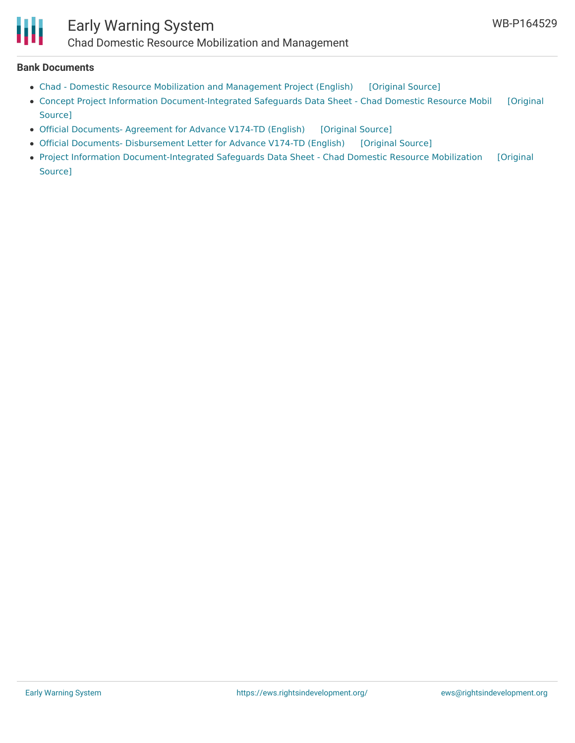## Bank Documents

- Chad - Domestic Resource Mobilization and Management Project (English) [Original Source]
- Concept Project Information Document-Integrated Safeguards Data Sheet - Chad Domestic Resource Mobil [Original Source]
- Official Documents- Agreement for Advance V174-TD (English) [Original Source]
- Official Documents- Disbursement Letter for Advance V174-TD (English) [Original Source]
- Project Information Document-Integrated Safeguards Data Sheet - Chad Domestic Resource Mobilization [Original Source]